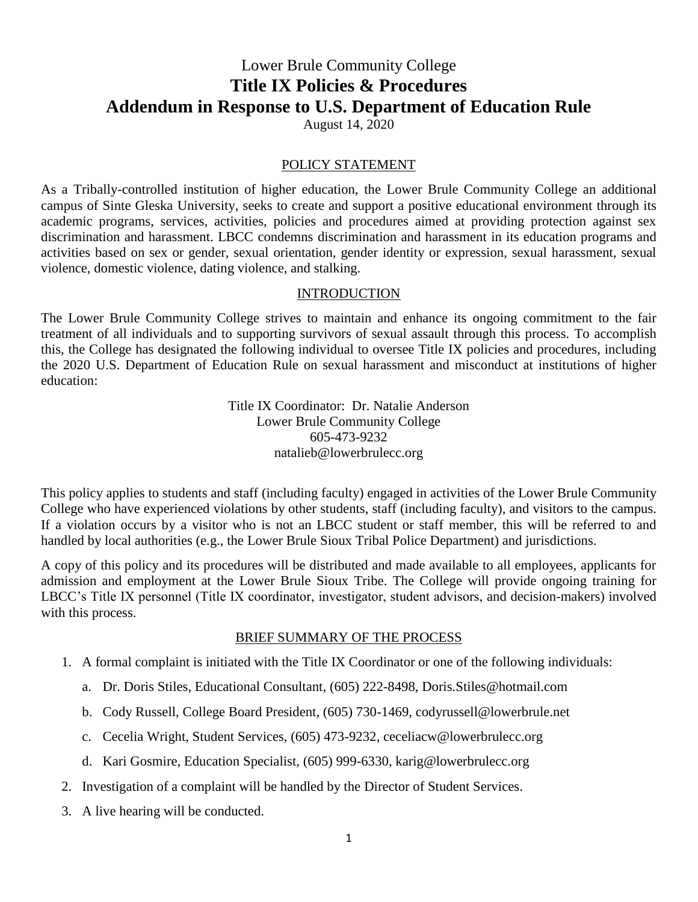# Lower Brule Community College
# **Title IX Policies & Procedures**
# **Addendum in Response to U.S. Department of Education Rule**

August 14, 2020

## POLICY STATEMENT

As a Tribally-controlled institution of higher education, the Lower Brule Community College an additional campus of Sinte Gleska University, seeks to create and support a positive educational environment through its academic programs, services, activities, policies and procedures aimed at providing protection against sex discrimination and harassment. LBCC condemns discrimination and harassment in its education programs and activities based on sex or gender, sexual orientation, gender identity or expression, sexual harassment, sexual violence, domestic violence, dating violence, and stalking.

## INTRODUCTION

The Lower Brule Community College strives to maintain and enhance its ongoing commitment to the fair treatment of all individuals and to supporting survivors of sexual assault through this process. To accomplish this, the College has designated the following individual to oversee Title IX policies and procedures, including the 2020 U.S. Department of Education Rule on sexual harassment and misconduct at institutions of higher education:

Title IX Coordinator: Dr. Natalie Anderson
Lower Brule Community College
605-473-9232
natalieb@lowerbrulecc.org

This policy applies to students and staff (including faculty) engaged in activities of the Lower Brule Community College who have experienced violations by other students, staff (including faculty), and visitors to the campus. If a violation occurs by a visitor who is not an LBCC student or staff member, this will be referred to and handled by local authorities (e.g., the Lower Brule Sioux Tribal Police Department) and jurisdictions.

A copy of this policy and its procedures will be distributed and made available to all employees, applicants for admission and employment at the Lower Brule Sioux Tribe. The College will provide ongoing training for LBCC's Title IX personnel (Title IX coordinator, investigator, student advisors, and decision-makers) involved with this process.

## BRIEF SUMMARY OF THE PROCESS

1. A formal complaint is initiated with the Title IX Coordinator or one of the following individuals:
   a. Dr. Doris Stiles, Educational Consultant, (605) 222-8498, Doris.Stiles@hotmail.com
   b. Cody Russell, College Board President, (605) 730-1469, codyrussell@lowerbrule.net
   c. Cecelia Wright, Student Services, (605) 473-9232, ceceliacw@lowerbrulecc.org
   d. Kari Gosmire, Education Specialist, (605) 999-6330, karig@lowerbrulecc.org
2. Investigation of a complaint will be handled by the Director of Student Services.
3. A live hearing will be conducted.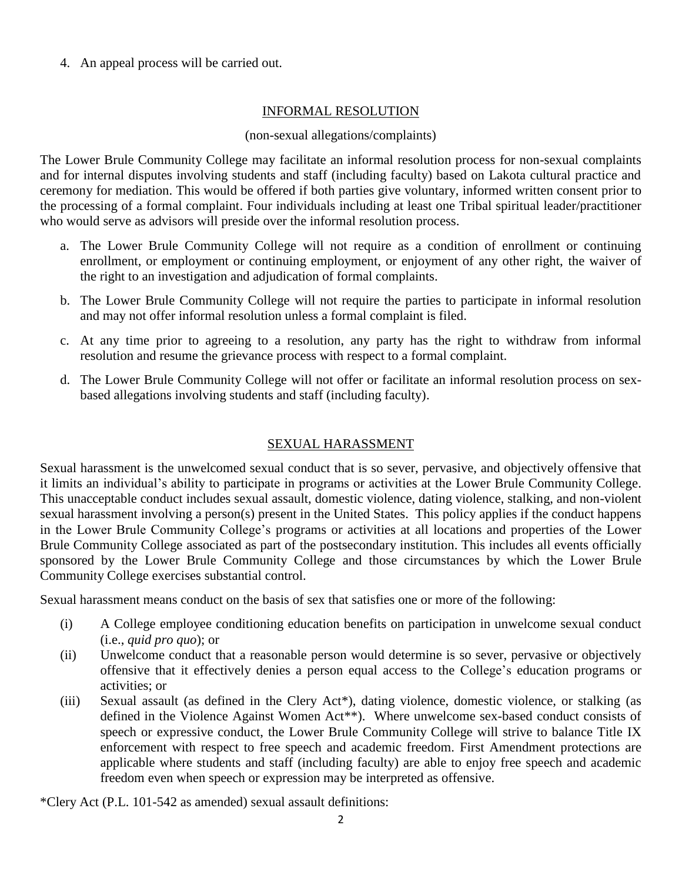4. An appeal process will be carried out.

## INFORMAL RESOLUTION

(non-sexual allegations/complaints)

The Lower Brule Community College may facilitate an informal resolution process for non-sexual complaints and for internal disputes involving students and staff (including faculty) based on Lakota cultural practice and ceremony for mediation. This would be offered if both parties give voluntary, informed written consent prior to the processing of a formal complaint. Four individuals including at least one Tribal spiritual leader/practitioner who would serve as advisors will preside over the informal resolution process.

a. The Lower Brule Community College will not require as a condition of enrollment or continuing enrollment, or employment or continuing employment, or enjoyment of any other right, the waiver of the right to an investigation and adjudication of formal complaints.

b. The Lower Brule Community College will not require the parties to participate in informal resolution and may not offer informal resolution unless a formal complaint is filed.

c. At any time prior to agreeing to a resolution, any party has the right to withdraw from informal resolution and resume the grievance process with respect to a formal complaint.

d. The Lower Brule Community College will not offer or facilitate an informal resolution process on sex-based allegations involving students and staff (including faculty).

## SEXUAL HARASSMENT

Sexual harassment is the unwelcomed sexual conduct that is so sever, pervasive, and objectively offensive that it limits an individual's ability to participate in programs or activities at the Lower Brule Community College. This unacceptable conduct includes sexual assault, domestic violence, dating violence, stalking, and non-violent sexual harassment involving a person(s) present in the United States. This policy applies if the conduct happens in the Lower Brule Community College's programs or activities at all locations and properties of the Lower Brule Community College associated as part of the postsecondary institution. This includes all events officially sponsored by the Lower Brule Community College and those circumstances by which the Lower Brule Community College exercises substantial control.

Sexual harassment means conduct on the basis of sex that satisfies one or more of the following:

(i) A College employee conditioning education benefits on participation in unwelcome sexual conduct (i.e., *quid pro quo*); or

(ii) Unwelcome conduct that a reasonable person would determine is so sever, pervasive or objectively offensive that it effectively denies a person equal access to the College's education programs or activities; or

(iii) Sexual assault (as defined in the Clery Act*), dating violence, domestic violence, or stalking (as defined in the Violence Against Women Act**). Where unwelcome sex-based conduct consists of speech or expressive conduct, the Lower Brule Community College will strive to balance Title IX enforcement with respect to free speech and academic freedom. First Amendment protections are applicable where students and staff (including faculty) are able to enjoy free speech and academic freedom even when speech or expression may be interpreted as offensive.

*Clery Act (P.L. 101-542 as amended) sexual assault definitions: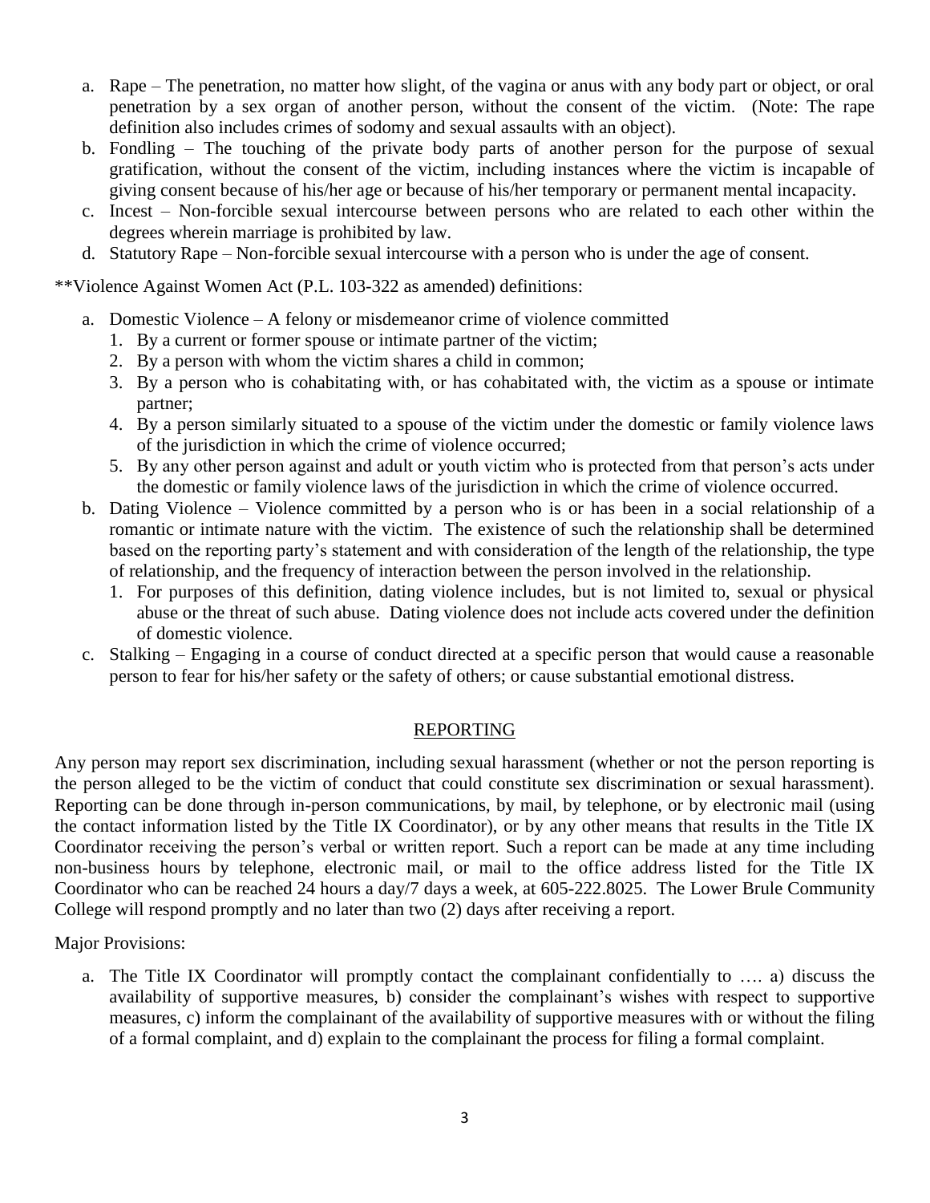a. Rape – The penetration, no matter how slight, of the vagina or anus with any body part or object, or oral penetration by a sex organ of another person, without the consent of the victim. (Note: The rape definition also includes crimes of sodomy and sexual assaults with an object).
b. Fondling – The touching of the private body parts of another person for the purpose of sexual gratification, without the consent of the victim, including instances where the victim is incapable of giving consent because of his/her age or because of his/her temporary or permanent mental incapacity.
c. Incest – Non-forcible sexual intercourse between persons who are related to each other within the degrees wherein marriage is prohibited by law.
d. Statutory Rape – Non-forcible sexual intercourse with a person who is under the age of consent.

**Violence Against Women Act (P.L. 103-322 as amended) definitions:

a. Domestic Violence – A felony or misdemeanor crime of violence committed
   1. By a current or former spouse or intimate partner of the victim;
   2. By a person with whom the victim shares a child in common;
   3. By a person who is cohabitating with, or has cohabitated with, the victim as a spouse or intimate partner;
   4. By a person similarly situated to a spouse of the victim under the domestic or family violence laws of the jurisdiction in which the crime of violence occurred;
   5. By any other person against and adult or youth victim who is protected from that person's acts under the domestic or family violence laws of the jurisdiction in which the crime of violence occurred.
b. Dating Violence – Violence committed by a person who is or has been in a social relationship of a romantic or intimate nature with the victim. The existence of such the relationship shall be determined based on the reporting party's statement and with consideration of the length of the relationship, the type of relationship, and the frequency of interaction between the person involved in the relationship.
   1. For purposes of this definition, dating violence includes, but is not limited to, sexual or physical abuse or the threat of such abuse. Dating violence does not include acts covered under the definition of domestic violence.
c. Stalking – Engaging in a course of conduct directed at a specific person that would cause a reasonable person to fear for his/her safety or the safety of others; or cause substantial emotional distress.

## REPORTING

Any person may report sex discrimination, including sexual harassment (whether or not the person reporting is the person alleged to be the victim of conduct that could constitute sex discrimination or sexual harassment). Reporting can be done through in-person communications, by mail, by telephone, or by electronic mail (using the contact information listed by the Title IX Coordinator), or by any other means that results in the Title IX Coordinator receiving the person's verbal or written report. Such a report can be made at any time including non-business hours by telephone, electronic mail, or mail to the office address listed for the Title IX Coordinator who can be reached 24 hours a day/7 days a week, at 605-222.8025. The Lower Brule Community College will respond promptly and no later than two (2) days after receiving a report.

Major Provisions:

a. The Title IX Coordinator will promptly contact the complainant confidentially to …. a) discuss the availability of supportive measures, b) consider the complainant's wishes with respect to supportive measures, c) inform the complainant of the availability of supportive measures with or without the filing of a formal complaint, and d) explain to the complainant the process for filing a formal complaint.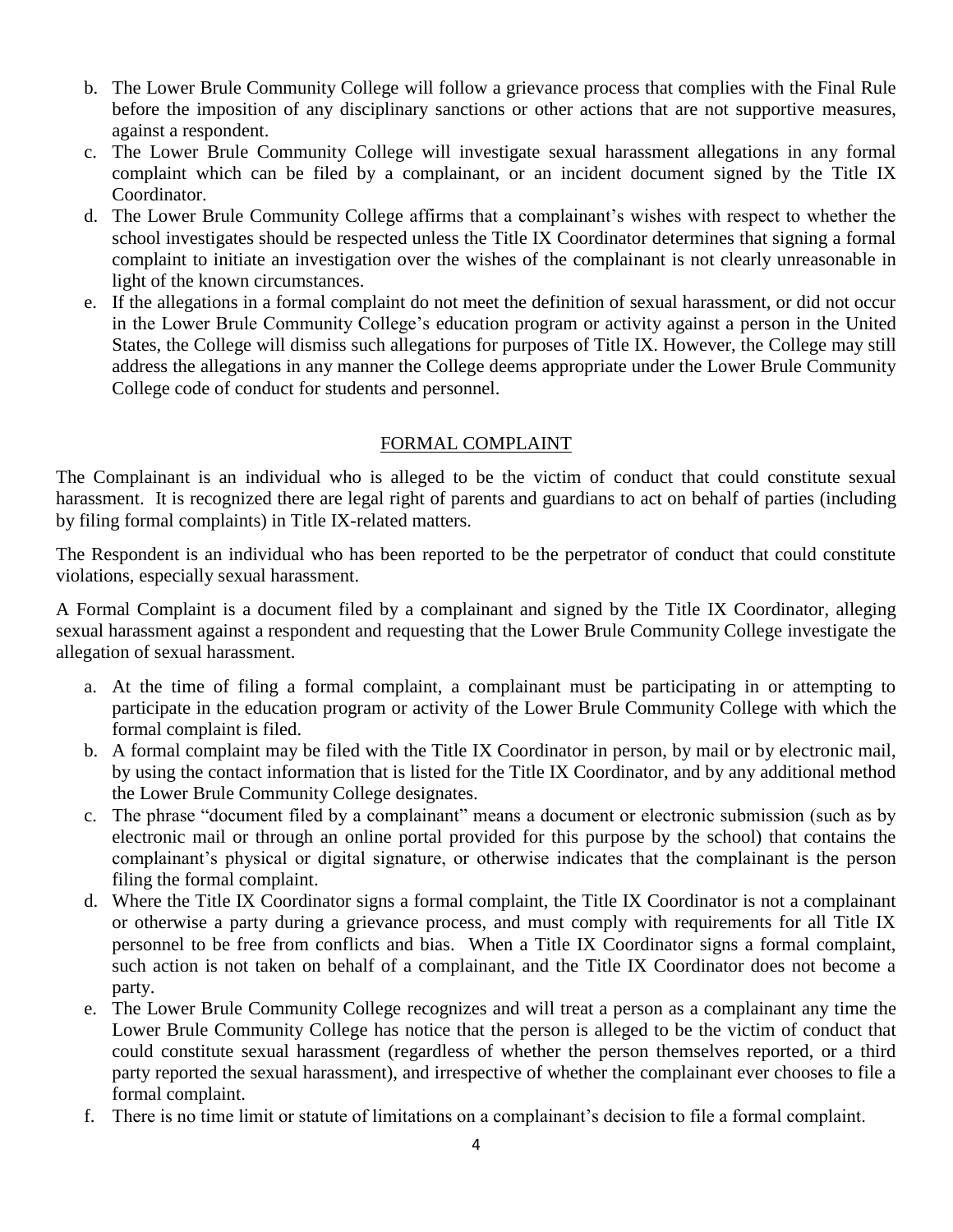b. The Lower Brule Community College will follow a grievance process that complies with the Final Rule before the imposition of any disciplinary sanctions or other actions that are not supportive measures, against a respondent.
c. The Lower Brule Community College will investigate sexual harassment allegations in any formal complaint which can be filed by a complainant, or an incident document signed by the Title IX Coordinator.
d. The Lower Brule Community College affirms that a complainant's wishes with respect to whether the school investigates should be respected unless the Title IX Coordinator determines that signing a formal complaint to initiate an investigation over the wishes of the complainant is not clearly unreasonable in light of the known circumstances.
e. If the allegations in a formal complaint do not meet the definition of sexual harassment, or did not occur in the Lower Brule Community College's education program or activity against a person in the United States, the College will dismiss such allegations for purposes of Title IX. However, the College may still address the allegations in any manner the College deems appropriate under the Lower Brule Community College code of conduct for students and personnel.

## FORMAL COMPLAINT

The Complainant is an individual who is alleged to be the victim of conduct that could constitute sexual harassment. It is recognized there are legal right of parents and guardians to act on behalf of parties (including by filing formal complaints) in Title IX-related matters.

The Respondent is an individual who has been reported to be the perpetrator of conduct that could constitute violations, especially sexual harassment.

A Formal Complaint is a document filed by a complainant and signed by the Title IX Coordinator, alleging sexual harassment against a respondent and requesting that the Lower Brule Community College investigate the allegation of sexual harassment.

a. At the time of filing a formal complaint, a complainant must be participating in or attempting to participate in the education program or activity of the Lower Brule Community College with which the formal complaint is filed.
b. A formal complaint may be filed with the Title IX Coordinator in person, by mail or by electronic mail, by using the contact information that is listed for the Title IX Coordinator, and by any additional method the Lower Brule Community College designates.
c. The phrase "document filed by a complainant" means a document or electronic submission (such as by electronic mail or through an online portal provided for this purpose by the school) that contains the complainant's physical or digital signature, or otherwise indicates that the complainant is the person filing the formal complaint.
d. Where the Title IX Coordinator signs a formal complaint, the Title IX Coordinator is not a complainant or otherwise a party during a grievance process, and must comply with requirements for all Title IX personnel to be free from conflicts and bias. When a Title IX Coordinator signs a formal complaint, such action is not taken on behalf of a complainant, and the Title IX Coordinator does not become a party.
e. The Lower Brule Community College recognizes and will treat a person as a complainant any time the Lower Brule Community College has notice that the person is alleged to be the victim of conduct that could constitute sexual harassment (regardless of whether the person themselves reported, or a third party reported the sexual harassment), and irrespective of whether the complainant ever chooses to file a formal complaint.
f. There is no time limit or statute of limitations on a complainant's decision to file a formal complaint.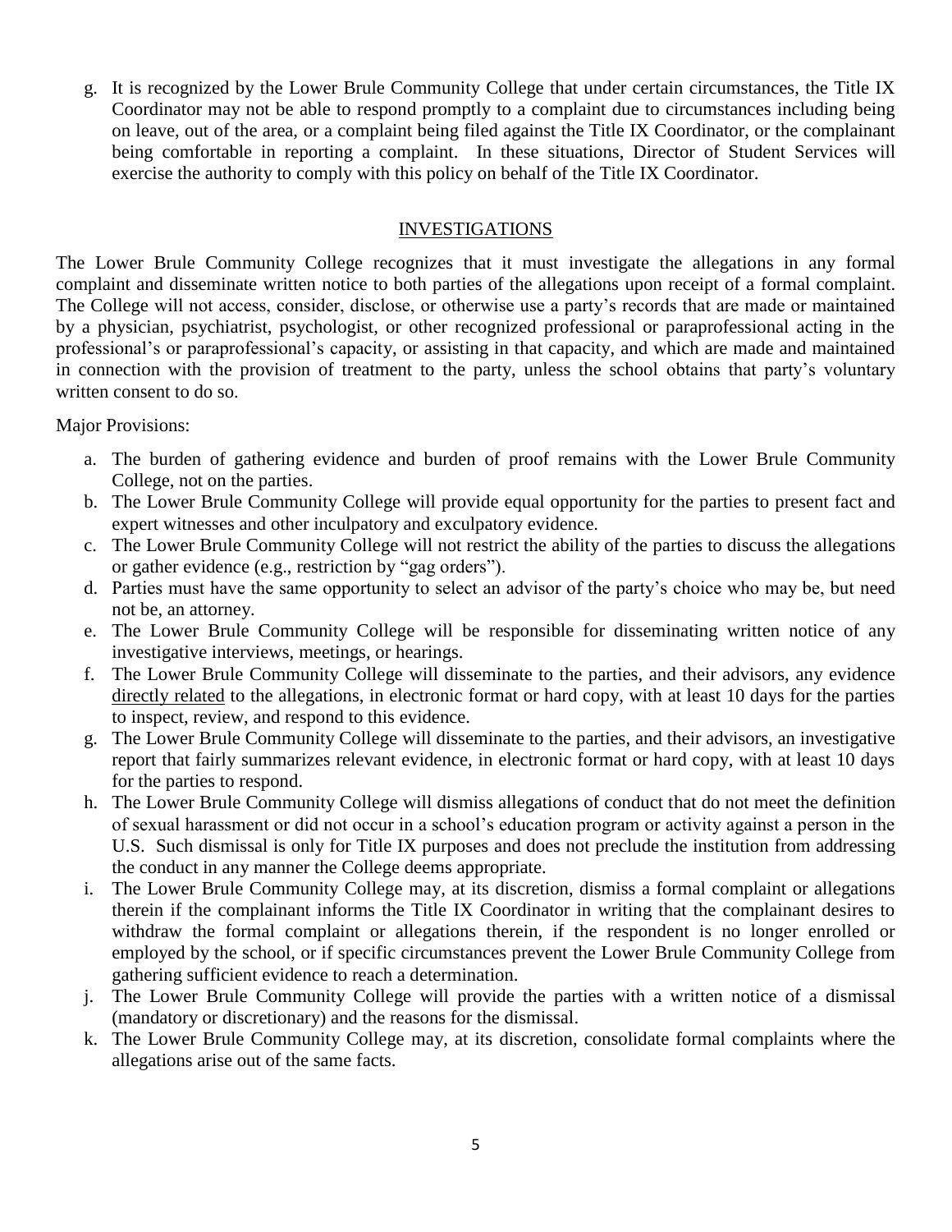g. It is recognized by the Lower Brule Community College that under certain circumstances, the Title IX Coordinator may not be able to respond promptly to a complaint due to circumstances including being on leave, out of the area, or a complaint being filed against the Title IX Coordinator, or the complainant being comfortable in reporting a complaint. In these situations, Director of Student Services will exercise the authority to comply with this policy on behalf of the Title IX Coordinator.

## INVESTIGATIONS

The Lower Brule Community College recognizes that it must investigate the allegations in any formal complaint and disseminate written notice to both parties of the allegations upon receipt of a formal complaint. The College will not access, consider, disclose, or otherwise use a party's records that are made or maintained by a physician, psychiatrist, psychologist, or other recognized professional or paraprofessional acting in the professional's or paraprofessional's capacity, or assisting in that capacity, and which are made and maintained in connection with the provision of treatment to the party, unless the school obtains that party's voluntary written consent to do so.

Major Provisions:

a. The burden of gathering evidence and burden of proof remains with the Lower Brule Community College, not on the parties.
b. The Lower Brule Community College will provide equal opportunity for the parties to present fact and expert witnesses and other inculpatory and exculpatory evidence.
c. The Lower Brule Community College will not restrict the ability of the parties to discuss the allegations or gather evidence (e.g., restriction by "gag orders").
d. Parties must have the same opportunity to select an advisor of the party's choice who may be, but need not be, an attorney.
e. The Lower Brule Community College will be responsible for disseminating written notice of any investigative interviews, meetings, or hearings.
f. The Lower Brule Community College will disseminate to the parties, and their advisors, any evidence directly related to the allegations, in electronic format or hard copy, with at least 10 days for the parties to inspect, review, and respond to this evidence.
g. The Lower Brule Community College will disseminate to the parties, and their advisors, an investigative report that fairly summarizes relevant evidence, in electronic format or hard copy, with at least 10 days for the parties to respond.
h. The Lower Brule Community College will dismiss allegations of conduct that do not meet the definition of sexual harassment or did not occur in a school's education program or activity against a person in the U.S. Such dismissal is only for Title IX purposes and does not preclude the institution from addressing the conduct in any manner the College deems appropriate.
i. The Lower Brule Community College may, at its discretion, dismiss a formal complaint or allegations therein if the complainant informs the Title IX Coordinator in writing that the complainant desires to withdraw the formal complaint or allegations therein, if the respondent is no longer enrolled or employed by the school, or if specific circumstances prevent the Lower Brule Community College from gathering sufficient evidence to reach a determination.
j. The Lower Brule Community College will provide the parties with a written notice of a dismissal (mandatory or discretionary) and the reasons for the dismissal.
k. The Lower Brule Community College may, at its discretion, consolidate formal complaints where the allegations arise out of the same facts.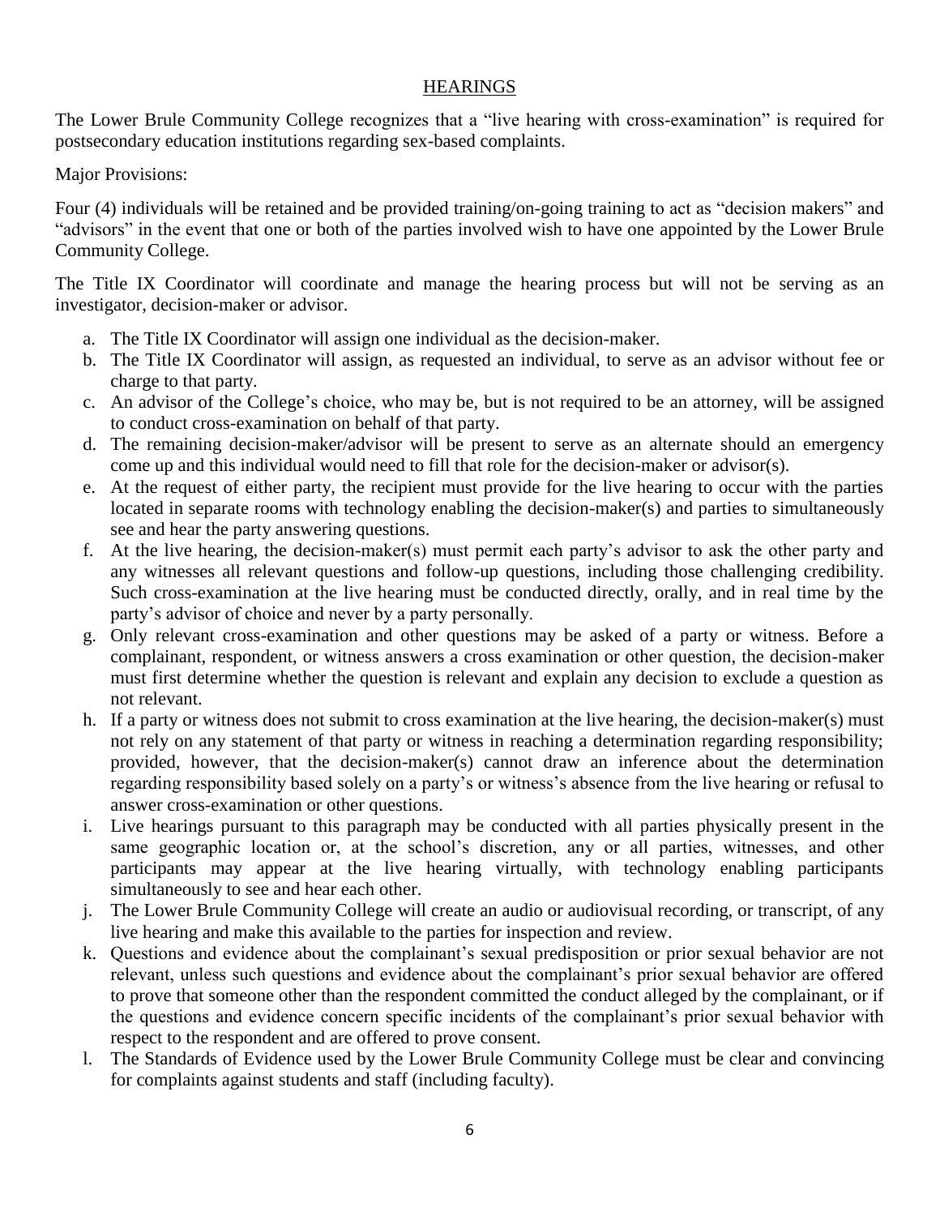## HEARINGS

The Lower Brule Community College recognizes that a "live hearing with cross-examination" is required for postsecondary education institutions regarding sex-based complaints.

Major Provisions:

Four (4) individuals will be retained and be provided training/on-going training to act as "decision makers" and "advisors" in the event that one or both of the parties involved wish to have one appointed by the Lower Brule Community College.

The Title IX Coordinator will coordinate and manage the hearing process but will not be serving as an investigator, decision-maker or advisor.

a. The Title IX Coordinator will assign one individual as the decision-maker.
b. The Title IX Coordinator will assign, as requested an individual, to serve as an advisor without fee or charge to that party.
c. An advisor of the College's choice, who may be, but is not required to be an attorney, will be assigned to conduct cross-examination on behalf of that party.
d. The remaining decision-maker/advisor will be present to serve as an alternate should an emergency come up and this individual would need to fill that role for the decision-maker or advisor(s).
e. At the request of either party, the recipient must provide for the live hearing to occur with the parties located in separate rooms with technology enabling the decision-maker(s) and parties to simultaneously see and hear the party answering questions.
f. At the live hearing, the decision-maker(s) must permit each party's advisor to ask the other party and any witnesses all relevant questions and follow-up questions, including those challenging credibility. Such cross-examination at the live hearing must be conducted directly, orally, and in real time by the party's advisor of choice and never by a party personally.
g. Only relevant cross-examination and other questions may be asked of a party or witness. Before a complainant, respondent, or witness answers a cross examination or other question, the decision-maker must first determine whether the question is relevant and explain any decision to exclude a question as not relevant.
h. If a party or witness does not submit to cross examination at the live hearing, the decision-maker(s) must not rely on any statement of that party or witness in reaching a determination regarding responsibility; provided, however, that the decision-maker(s) cannot draw an inference about the determination regarding responsibility based solely on a party's or witness's absence from the live hearing or refusal to answer cross-examination or other questions.
i. Live hearings pursuant to this paragraph may be conducted with all parties physically present in the same geographic location or, at the school's discretion, any or all parties, witnesses, and other participants may appear at the live hearing virtually, with technology enabling participants simultaneously to see and hear each other.
j. The Lower Brule Community College will create an audio or audiovisual recording, or transcript, of any live hearing and make this available to the parties for inspection and review.
k. Questions and evidence about the complainant's sexual predisposition or prior sexual behavior are not relevant, unless such questions and evidence about the complainant's prior sexual behavior are offered to prove that someone other than the respondent committed the conduct alleged by the complainant, or if the questions and evidence concern specific incidents of the complainant's prior sexual behavior with respect to the respondent and are offered to prove consent.
l. The Standards of Evidence used by the Lower Brule Community College must be clear and convincing for complaints against students and staff (including faculty).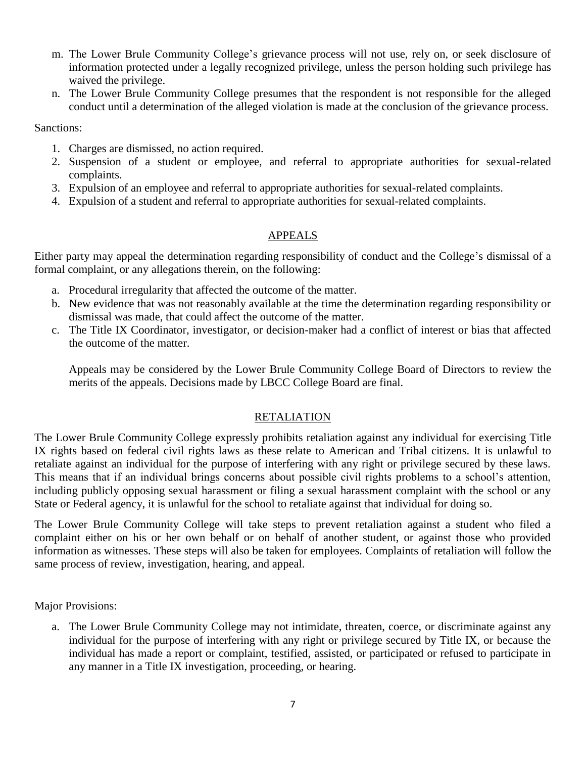m. The Lower Brule Community College's grievance process will not use, rely on, or seek disclosure of information protected under a legally recognized privilege, unless the person holding such privilege has waived the privilege.
n. The Lower Brule Community College presumes that the respondent is not responsible for the alleged conduct until a determination of the alleged violation is made at the conclusion of the grievance process.

Sanctions:

1. Charges are dismissed, no action required.
2. Suspension of a student or employee, and referral to appropriate authorities for sexual-related complaints.
3. Expulsion of an employee and referral to appropriate authorities for sexual-related complaints.
4. Expulsion of a student and referral to appropriate authorities for sexual-related complaints.

## APPEALS

Either party may appeal the determination regarding responsibility of conduct and the College's dismissal of a formal complaint, or any allegations therein, on the following:

a. Procedural irregularity that affected the outcome of the matter.
b. New evidence that was not reasonably available at the time the determination regarding responsibility or dismissal was made, that could affect the outcome of the matter.
c. The Title IX Coordinator, investigator, or decision-maker had a conflict of interest or bias that affected the outcome of the matter.

Appeals may be considered by the Lower Brule Community College Board of Directors to review the merits of the appeals. Decisions made by LBCC College Board are final.

## RETALIATION

The Lower Brule Community College expressly prohibits retaliation against any individual for exercising Title IX rights based on federal civil rights laws as these relate to American and Tribal citizens. It is unlawful to retaliate against an individual for the purpose of interfering with any right or privilege secured by these laws. This means that if an individual brings concerns about possible civil rights problems to a school's attention, including publicly opposing sexual harassment or filing a sexual harassment complaint with the school or any State or Federal agency, it is unlawful for the school to retaliate against that individual for doing so.

The Lower Brule Community College will take steps to prevent retaliation against a student who filed a complaint either on his or her own behalf or on behalf of another student, or against those who provided information as witnesses. These steps will also be taken for employees. Complaints of retaliation will follow the same process of review, investigation, hearing, and appeal.

Major Provisions:

a. The Lower Brule Community College may not intimidate, threaten, coerce, or discriminate against any individual for the purpose of interfering with any right or privilege secured by Title IX, or because the individual has made a report or complaint, testified, assisted, or participated or refused to participate in any manner in a Title IX investigation, proceeding, or hearing.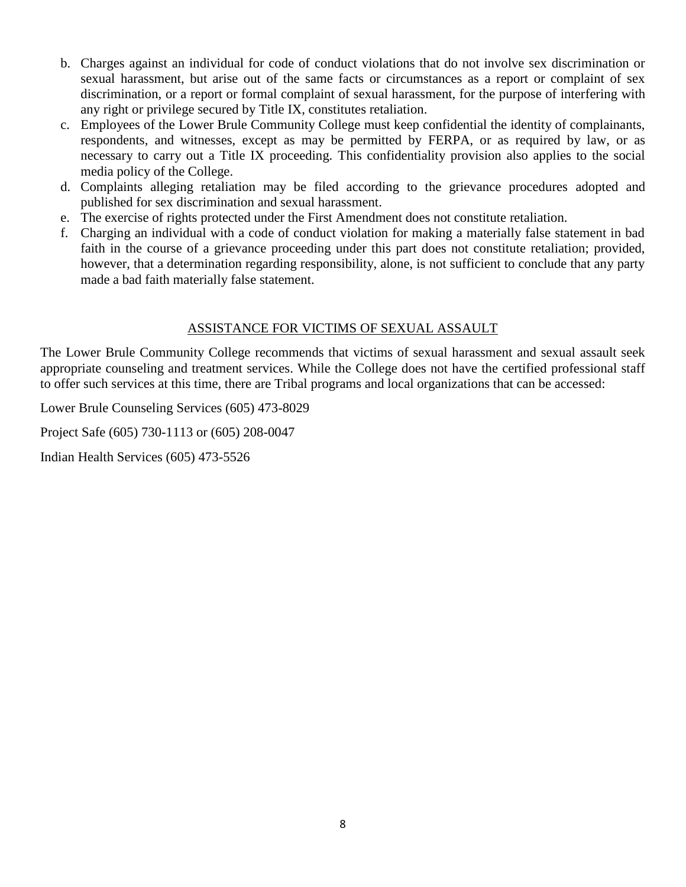b. Charges against an individual for code of conduct violations that do not involve sex discrimination or sexual harassment, but arise out of the same facts or circumstances as a report or complaint of sex discrimination, or a report or formal complaint of sexual harassment, for the purpose of interfering with any right or privilege secured by Title IX, constitutes retaliation.
c. Employees of the Lower Brule Community College must keep confidential the identity of complainants, respondents, and witnesses, except as may be permitted by FERPA, or as required by law, or as necessary to carry out a Title IX proceeding. This confidentiality provision also applies to the social media policy of the College.
d. Complaints alleging retaliation may be filed according to the grievance procedures adopted and published for sex discrimination and sexual harassment.
e. The exercise of rights protected under the First Amendment does not constitute retaliation.
f. Charging an individual with a code of conduct violation for making a materially false statement in bad faith in the course of a grievance proceeding under this part does not constitute retaliation; provided, however, that a determination regarding responsibility, alone, is not sufficient to conclude that any party made a bad faith materially false statement.

## ASSISTANCE FOR VICTIMS OF SEXUAL ASSAULT

The Lower Brule Community College recommends that victims of sexual harassment and sexual assault seek appropriate counseling and treatment services. While the College does not have the certified professional staff to offer such services at this time, there are Tribal programs and local organizations that can be accessed:

Lower Brule Counseling Services (605) 473-8029

Project Safe (605) 730-1113 or (605) 208-0047

Indian Health Services (605) 473-5526